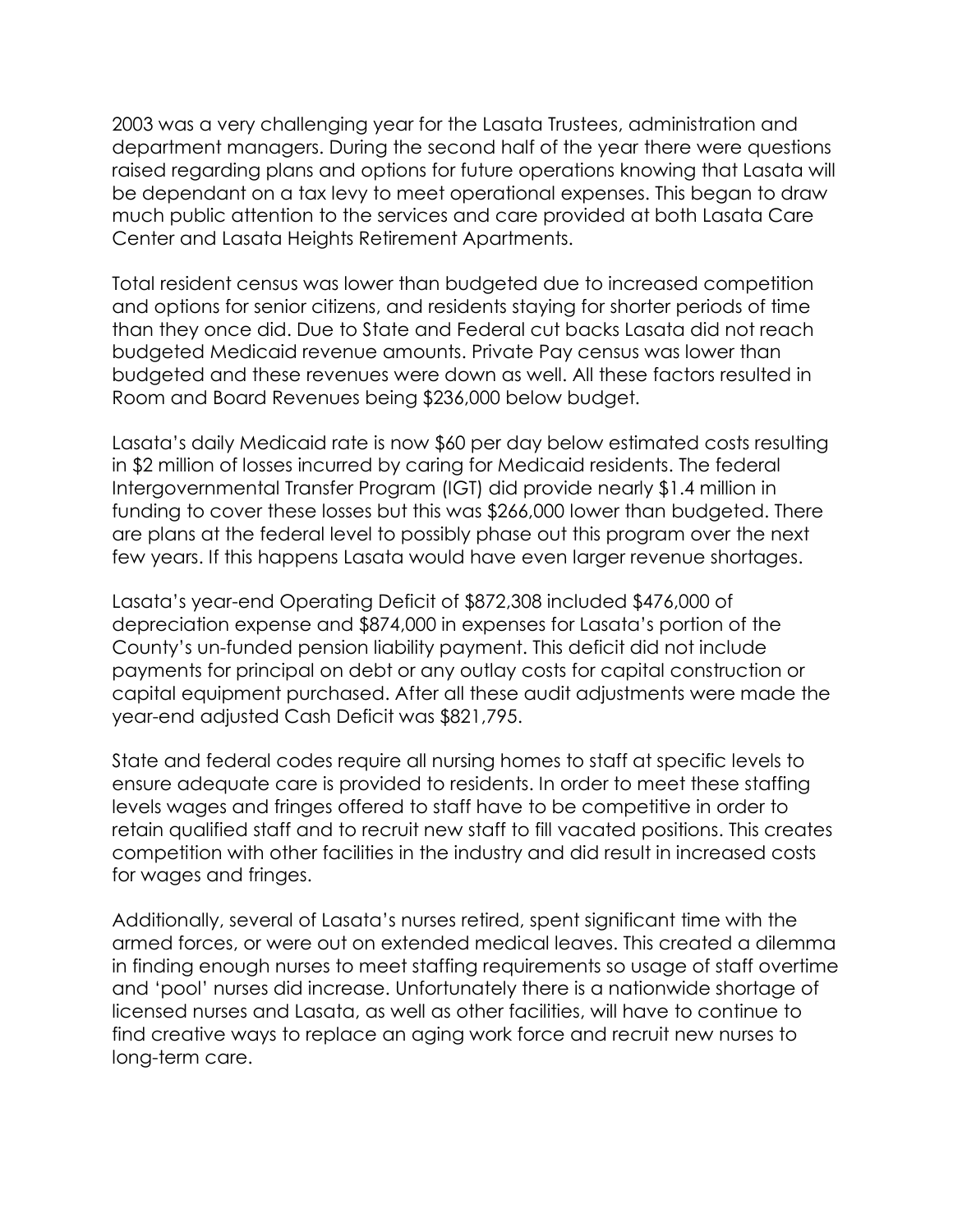2003 was a very challenging year for the Lasata Trustees, administration and department managers. During the second half of the year there were questions raised regarding plans and options for future operations knowing that Lasata will be dependant on a tax levy to meet operational expenses. This began to draw much public attention to the services and care provided at both Lasata Care Center and Lasata Heights Retirement Apartments.

Total resident census was lower than budgeted due to increased competition and options for senior citizens, and residents staying for shorter periods of time than they once did. Due to State and Federal cut backs Lasata did not reach budgeted Medicaid revenue amounts. Private Pay census was lower than budgeted and these revenues were down as well. All these factors resulted in Room and Board Revenues being $236,000 below budget.

Lasata's daily Medicaid rate is now $60 per day below estimated costs resulting in $2 million of losses incurred by caring for Medicaid residents. The federal Intergovernmental Transfer Program (IGT) did provide nearly $1.4 million in funding to cover these losses but this was $266,000 lower than budgeted. There are plans at the federal level to possibly phase out this program over the next few years. If this happens Lasata would have even larger revenue shortages.

Lasata's year-end Operating Deficit of $872,308 included $476,000 of depreciation expense and $874,000 in expenses for Lasata's portion of the County's un-funded pension liability payment. This deficit did not include payments for principal on debt or any outlay costs for capital construction or capital equipment purchased. After all these audit adjustments were made the year-end adjusted Cash Deficit was $821,795.

State and federal codes require all nursing homes to staff at specific levels to ensure adequate care is provided to residents. In order to meet these staffing levels wages and fringes offered to staff have to be competitive in order to retain qualified staff and to recruit new staff to fill vacated positions. This creates competition with other facilities in the industry and did result in increased costs for wages and fringes.

Additionally, several of Lasata's nurses retired, spent significant time with the armed forces, or were out on extended medical leaves. This created a dilemma in finding enough nurses to meet staffing requirements so usage of staff overtime and 'pool' nurses did increase. Unfortunately there is a nationwide shortage of licensed nurses and Lasata, as well as other facilities, will have to continue to find creative ways to replace an aging work force and recruit new nurses to long-term care.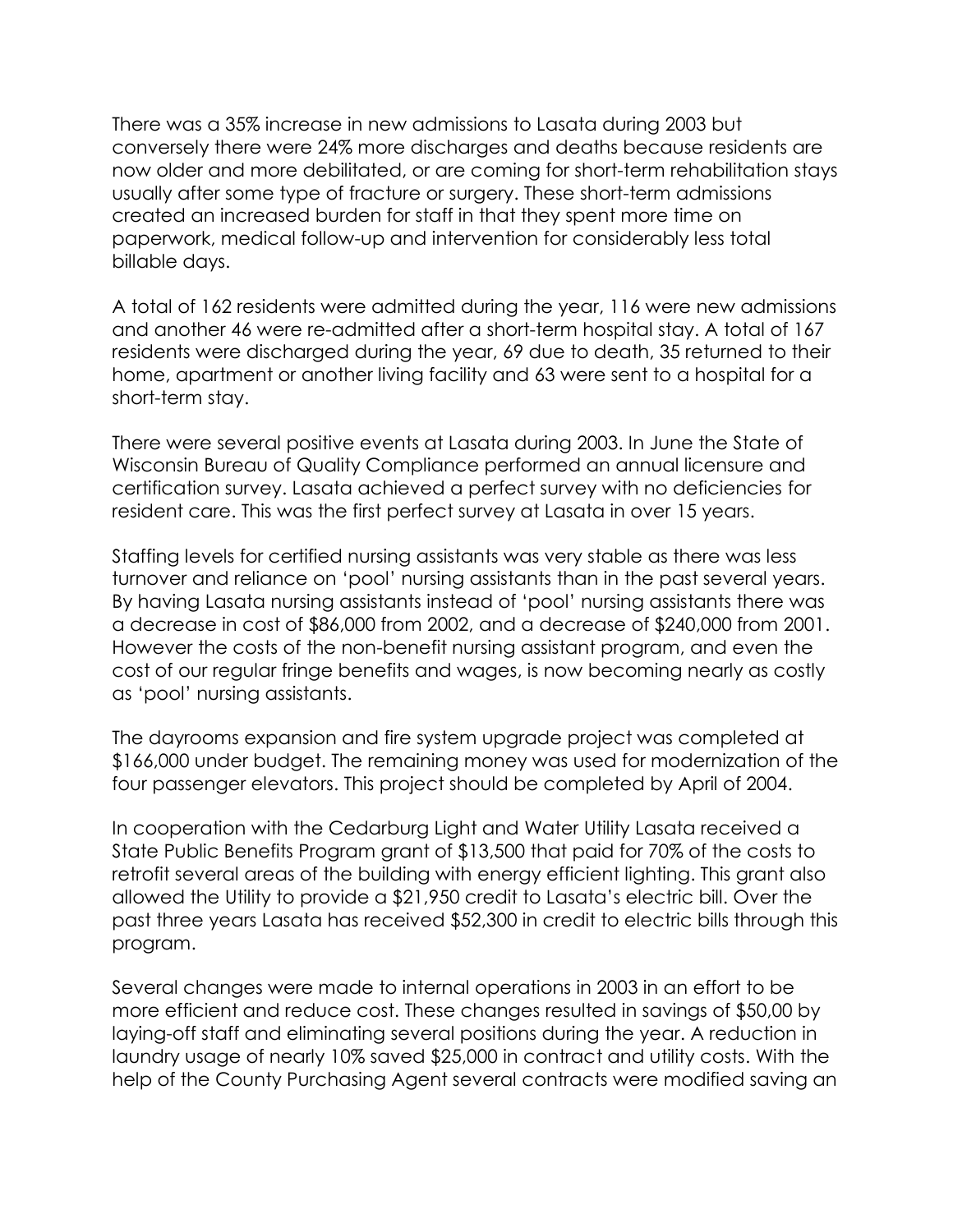There was a 35% increase in new admissions to Lasata during 2003 but conversely there were 24% more discharges and deaths because residents are now older and more debilitated, or are coming for short-term rehabilitation stays usually after some type of fracture or surgery. These short-term admissions created an increased burden for staff in that they spent more time on paperwork, medical follow-up and intervention for considerably less total billable days.

A total of 162 residents were admitted during the year, 116 were new admissions and another 46 were re-admitted after a short-term hospital stay. A total of 167 residents were discharged during the year, 69 due to death, 35 returned to their home, apartment or another living facility and 63 were sent to a hospital for a short-term stay.

There were several positive events at Lasata during 2003. In June the State of Wisconsin Bureau of Quality Compliance performed an annual licensure and certification survey. Lasata achieved a perfect survey with no deficiencies for resident care. This was the first perfect survey at Lasata in over 15 years.

Staffing levels for certified nursing assistants was very stable as there was less turnover and reliance on 'pool' nursing assistants than in the past several years. By having Lasata nursing assistants instead of 'pool' nursing assistants there was a decrease in cost of $86,000 from 2002, and a decrease of $240,000 from 2001. However the costs of the non-benefit nursing assistant program, and even the cost of our regular fringe benefits and wages, is now becoming nearly as costly as 'pool' nursing assistants.

The dayrooms expansion and fire system upgrade project was completed at $166,000 under budget. The remaining money was used for modernization of the four passenger elevators. This project should be completed by April of 2004.

In cooperation with the Cedarburg Light and Water Utility Lasata received a State Public Benefits Program grant of $13,500 that paid for 70% of the costs to retrofit several areas of the building with energy efficient lighting. This grant also allowed the Utility to provide a $21,950 credit to Lasata's electric bill. Over the past three years Lasata has received $52,300 in credit to electric bills through this program.

Several changes were made to internal operations in 2003 in an effort to be more efficient and reduce cost. These changes resulted in savings of $50,00 by laying-off staff and eliminating several positions during the year. A reduction in laundry usage of nearly 10% saved $25,000 in contract and utility costs. With the help of the County Purchasing Agent several contracts were modified saving an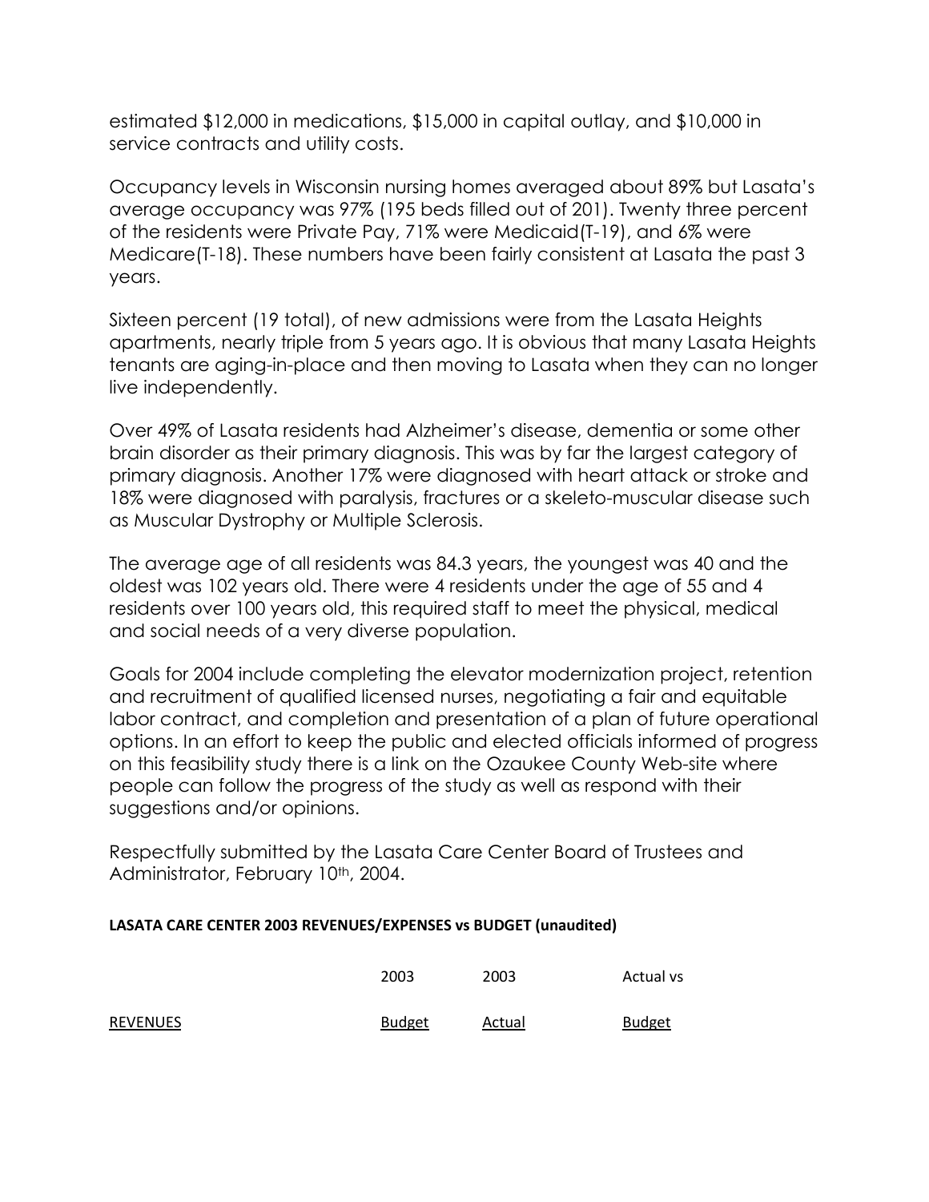estimated $12,000 in medications, $15,000 in capital outlay, and $10,000 in service contracts and utility costs.

Occupancy levels in Wisconsin nursing homes averaged about 89% but Lasata's average occupancy was 97% (195 beds filled out of 201). Twenty three percent of the residents were Private Pay, 71% were Medicaid(T-19), and 6% were Medicare(T-18). These numbers have been fairly consistent at Lasata the past 3 years.

Sixteen percent (19 total), of new admissions were from the Lasata Heights apartments, nearly triple from 5 years ago. It is obvious that many Lasata Heights tenants are aging-in-place and then moving to Lasata when they can no longer live independently.

Over 49% of Lasata residents had Alzheimer's disease, dementia or some other brain disorder as their primary diagnosis. This was by far the largest category of primary diagnosis. Another 17% were diagnosed with heart attack or stroke and 18% were diagnosed with paralysis, fractures or a skeleto-muscular disease such as Muscular Dystrophy or Multiple Sclerosis.

The average age of all residents was 84.3 years, the youngest was 40 and the oldest was 102 years old. There were 4 residents under the age of 55 and 4 residents over 100 years old, this required staff to meet the physical, medical and social needs of a very diverse population.

Goals for 2004 include completing the elevator modernization project, retention and recruitment of qualified licensed nurses, negotiating a fair and equitable labor contract, and completion and presentation of a plan of future operational options. In an effort to keep the public and elected officials informed of progress on this feasibility study there is a link on the Ozaukee County Web-site where people can follow the progress of the study as well as respond with their suggestions and/or opinions.

Respectfully submitted by the Lasata Care Center Board of Trustees and Administrator, February 10th, 2004.

**LASATA CARE CENTER 2003 REVENUES/EXPENSES vs BUDGET (unaudited)**

| | 2003 | 2003 | Actual vs |
|---|---|---|---|
| REVENUES | Budget | Actual | Budget |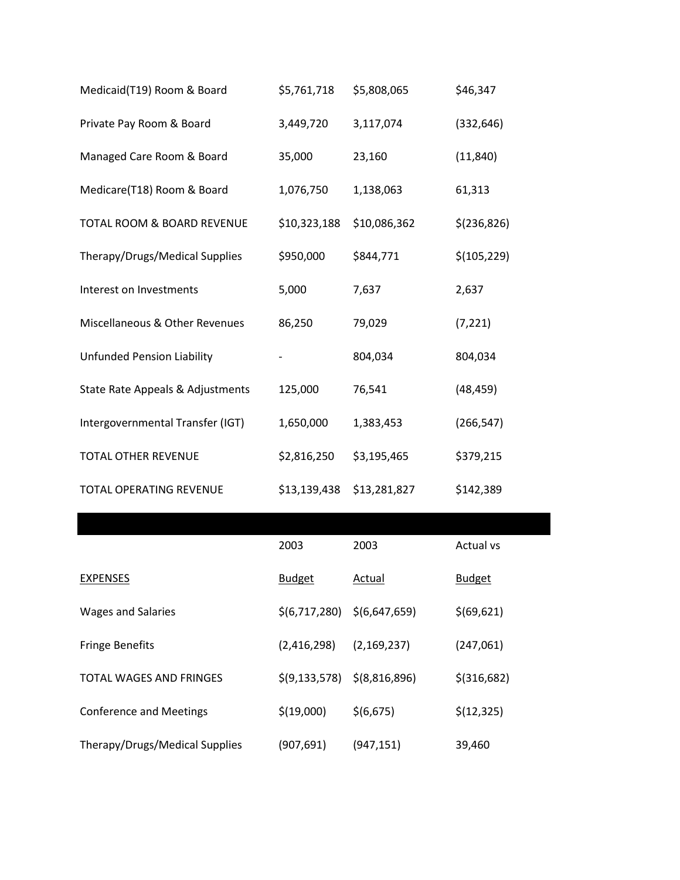| | | | |
|---|---|---|---|
| Medicaid(T19) Room & Board | $5,761,718 | $5,808,065 | $46,347 |
| Private Pay Room & Board | 3,449,720 | 3,117,074 | (332,646) |
| Managed Care Room & Board | 35,000 | 23,160 | (11,840) |
| Medicare(T18) Room & Board | 1,076,750 | 1,138,063 | 61,313 |
| TOTAL ROOM & BOARD REVENUE | $10,323,188 | $10,086,362 | $(236,826) |
| Therapy/Drugs/Medical Supplies | $950,000 | $844,771 | $(105,229) |
| Interest on Investments | 5,000 | 7,637 | 2,637 |
| Miscellaneous & Other Revenues | 86,250 | 79,029 | (7,221) |
| Unfunded Pension Liability | - | 804,034 | 804,034 |
| State Rate Appeals & Adjustments | 125,000 | 76,541 | (48,459) |
| Intergovernmental Transfer (IGT) | 1,650,000 | 1,383,453 | (266,547) |
| TOTAL OTHER REVENUE | $2,816,250 | $3,195,465 | $379,215 |
| TOTAL OPERATING REVENUE | $13,139,438 | $13,281,827 | $142,389 |

| | 2003 | 2003 | Actual vs |
|---|---|---|---|
| EXPENSES | Budget | Actual | Budget |
| Wages and Salaries | $(6,717,280) | $(6,647,659) | $(69,621) |
| Fringe Benefits | (2,416,298) | (2,169,237) | (247,061) |
| TOTAL WAGES AND FRINGES | $(9,133,578) | $(8,816,896) | $(316,682) |
| Conference and Meetings | $(19,000) | $(6,675) | $(12,325) |
| Therapy/Drugs/Medical Supplies | (907,691) | (947,151) | 39,460 |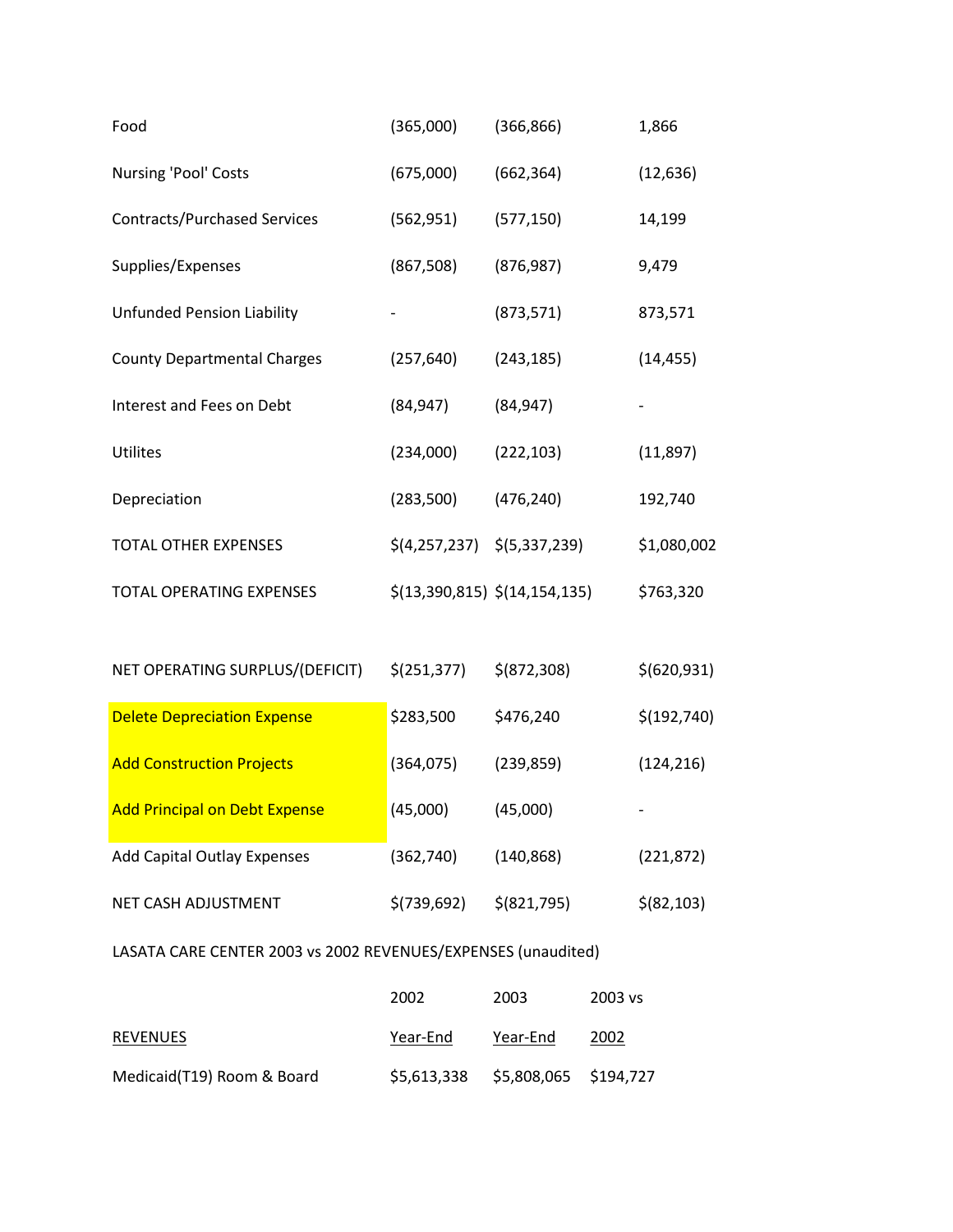| | | | |
|---|---|---|---|
| Food | (365,000) | (366,866) | 1,866 |
| Nursing 'Pool' Costs | (675,000) | (662,364) | (12,636) |
| Contracts/Purchased Services | (562,951) | (577,150) | 14,199 |
| Supplies/Expenses | (867,508) | (876,987) | 9,479 |
| Unfunded Pension Liability | - | (873,571) | 873,571 |
| County Departmental Charges | (257,640) | (243,185) | (14,455) |
| Interest and Fees on Debt | (84,947) | (84,947) | - |
| Utilites | (234,000) | (222,103) | (11,897) |
| Depreciation | (283,500) | (476,240) | 192,740 |
| TOTAL OTHER EXPENSES | $(4,257,237) | $(5,337,239) | $1,080,002 |
| TOTAL OPERATING EXPENSES | $(13,390,815) | $(14,154,135) | $763,320 |
| | | | |
| NET OPERATING SURPLUS/(DEFICIT) | $(251,377) | $(872,308) | $(620,931) |
| Delete Depreciation Expense | $283,500 | $476,240 | $(192,740) |
| Add Construction Projects | (364,075) | (239,859) | (124,216) |
| Add Principal on Debt Expense | (45,000) | (45,000) | - |
| Add Capital Outlay Expenses | (362,740) | (140,868) | (221,872) |
| NET CASH ADJUSTMENT | $(739,692) | $(821,795) | $(82,103) |

LASATA CARE CENTER 2003 vs 2002 REVENUES/EXPENSES (unaudited)

| REVENUES | 2002 Year-End | 2003 Year-End | 2003 vs 2002 |
|---|---|---|---|
| Medicaid(T19) Room & Board | $5,613,338 | $5,808,065 | $194,727 |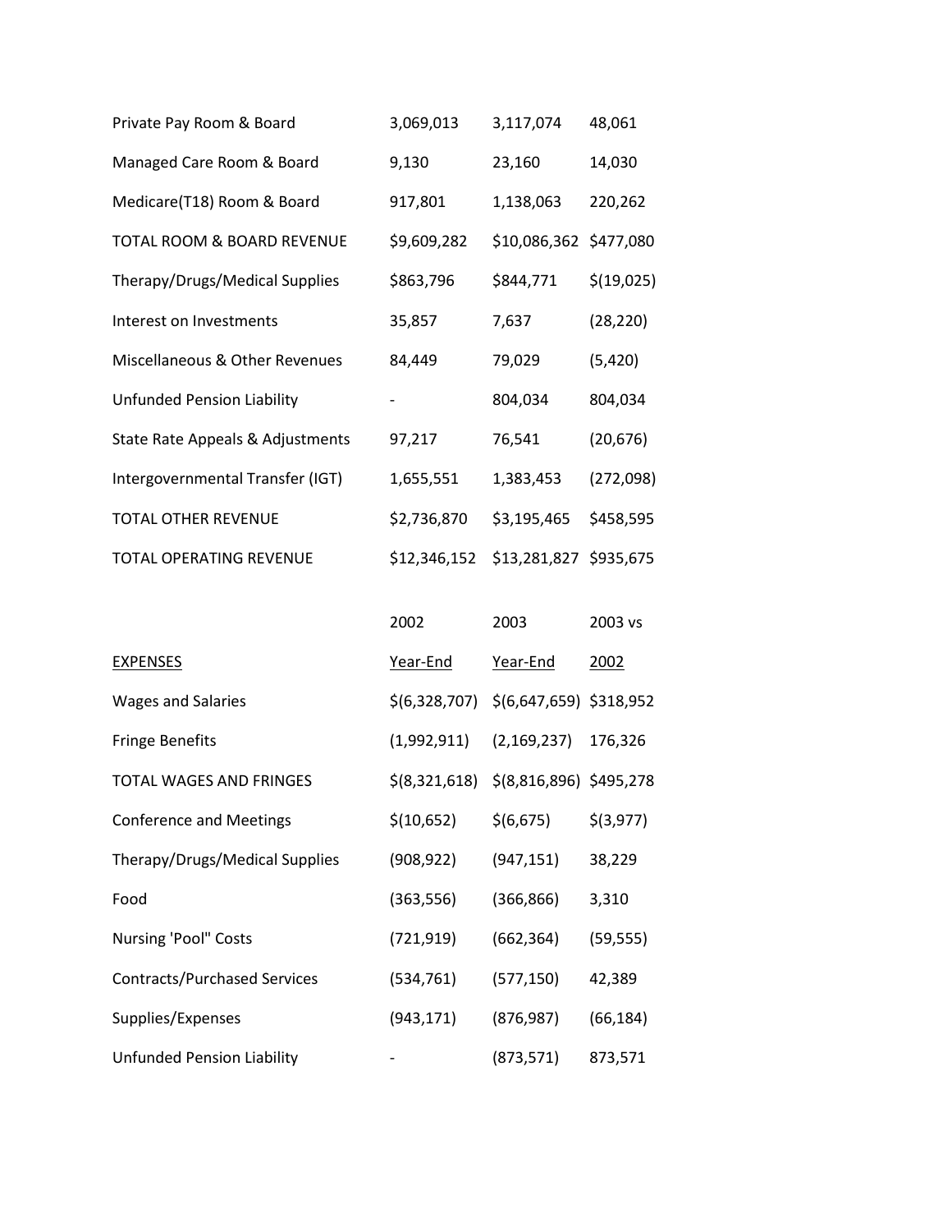| | | | |
|---|---|---|---|
| Private Pay Room & Board | 3,069,013 | 3,117,074 | 48,061 |
| Managed Care Room & Board | 9,130 | 23,160 | 14,030 |
| Medicare(T18) Room & Board | 917,801 | 1,138,063 | 220,262 |
| TOTAL ROOM & BOARD REVENUE | $9,609,282 | $10,086,362 | $477,080 |
| Therapy/Drugs/Medical Supplies | $863,796 | $844,771 | $(19,025) |
| Interest on Investments | 35,857 | 7,637 | (28,220) |
| Miscellaneous & Other Revenues | 84,449 | 79,029 | (5,420) |
| Unfunded Pension Liability | - | 804,034 | 804,034 |
| State Rate Appeals & Adjustments | 97,217 | 76,541 | (20,676) |
| Intergovernmental Transfer (IGT) | 1,655,551 | 1,383,453 | (272,098) |
| TOTAL OTHER REVENUE | $2,736,870 | $3,195,465 | $458,595 |
| TOTAL OPERATING REVENUE | $12,346,152 | $13,281,827 | $935,675 |

| EXPENSES | 2002 Year-End | 2003 Year-End | 2003 vs 2002 |
|---|---|---|---|
| Wages and Salaries | $(6,328,707) | $(6,647,659) | $318,952 |
| Fringe Benefits | (1,992,911) | (2,169,237) | 176,326 |
| TOTAL WAGES AND FRINGES | $(8,321,618) | $(8,816,896) | $495,278 |
| Conference and Meetings | $(10,652) | $(6,675) | $(3,977) |
| Therapy/Drugs/Medical Supplies | (908,922) | (947,151) | 38,229 |
| Food | (363,556) | (366,866) | 3,310 |
| Nursing 'Pool" Costs | (721,919) | (662,364) | (59,555) |
| Contracts/Purchased Services | (534,761) | (577,150) | 42,389 |
| Supplies/Expenses | (943,171) | (876,987) | (66,184) |
| Unfunded Pension Liability | - | (873,571) | 873,571 |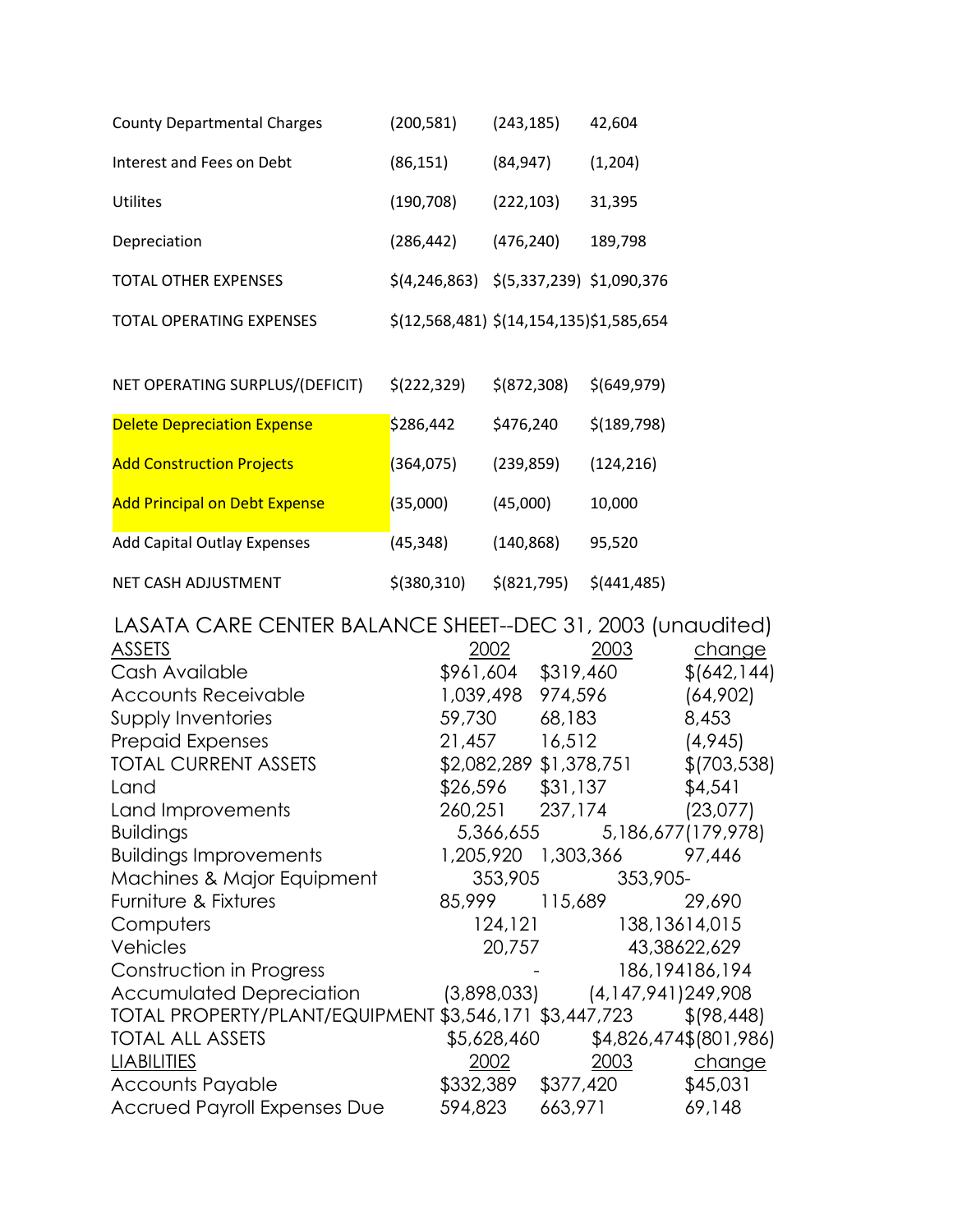| | | | |
|---|---|---|---|
| County Departmental Charges | (200,581) | (243,185) | 42,604 |
| Interest and Fees on Debt | (86,151) | (84,947) | (1,204) |
| Utilites | (190,708) | (222,103) | 31,395 |
| Depreciation | (286,442) | (476,240) | 189,798 |
| TOTAL OTHER EXPENSES | $(4,246,863) | $(5,337,239) | $1,090,376 |
| TOTAL OPERATING EXPENSES | $(12,568,481) | $(14,154,135) | $1,585,654 |
| | | | |
| NET OPERATING SURPLUS/(DEFICIT) | $(222,329) | $(872,308) | $(649,979) |
| Delete Depreciation Expense | $286,442 | $476,240 | $(189,798) |
| Add Construction Projects | (364,075) | (239,859) | (124,216) |
| Add Principal on Debt Expense | (35,000) | (45,000) | 10,000 |
| Add Capital Outlay Expenses | (45,348) | (140,868) | 95,520 |
| NET CASH ADJUSTMENT | $(380,310) | $(821,795) | $(441,485) |

## LASATA CARE CENTER BALANCE SHEET--DEC 31, 2003 (unaudited)

| ASSETS | 2002 | 2003 | change |
|---|---|---|---|
| Cash Available | $961,604 | $319,460 | $(642,144) |
| Accounts Receivable | 1,039,498 | 974,596 | (64,902) |
| Supply Inventories | 59,730 | 68,183 | 8,453 |
| Prepaid Expenses | 21,457 | 16,512 | (4,945) |
| TOTAL CURRENT ASSETS | $2,082,289 | $1,378,751 | $(703,538) |
| Land | $26,596 | $31,137 | $4,541 |
| Land Improvements | 260,251 | 237,174 | (23,077) |
| Buildings | 5,366,655 | 5,186,677 | (179,978) |
| Buildings Improvements | 1,205,920 | 1,303,366 | 97,446 |
| Machines & Major Equipment | 353,905 | 353,905 | - |
| Furniture & Fixtures | 85,999 | 115,689 | 29,690 |
| Computers | 124,121 | 138,136 | 14,015 |
| Vehicles | 20,757 | 43,386 | 22,629 |
| Construction in Progress | - | 186,194 | 186,194 |
| Accumulated Depreciation | (3,898,033) | (4,147,941) | 249,908 |
| TOTAL PROPERTY/PLANT/EQUIPMENT | $3,546,171 | $3,447,723 | $(98,448) |
| TOTAL ALL ASSETS | $5,628,460 | $4,826,474 | $(801,986) |
| LIABILITIES | 2002 | 2003 | change |
| Accounts Payable | $332,389 | $377,420 | $45,031 |
| Accrued Payroll Expenses Due | 594,823 | 663,971 | 69,148 |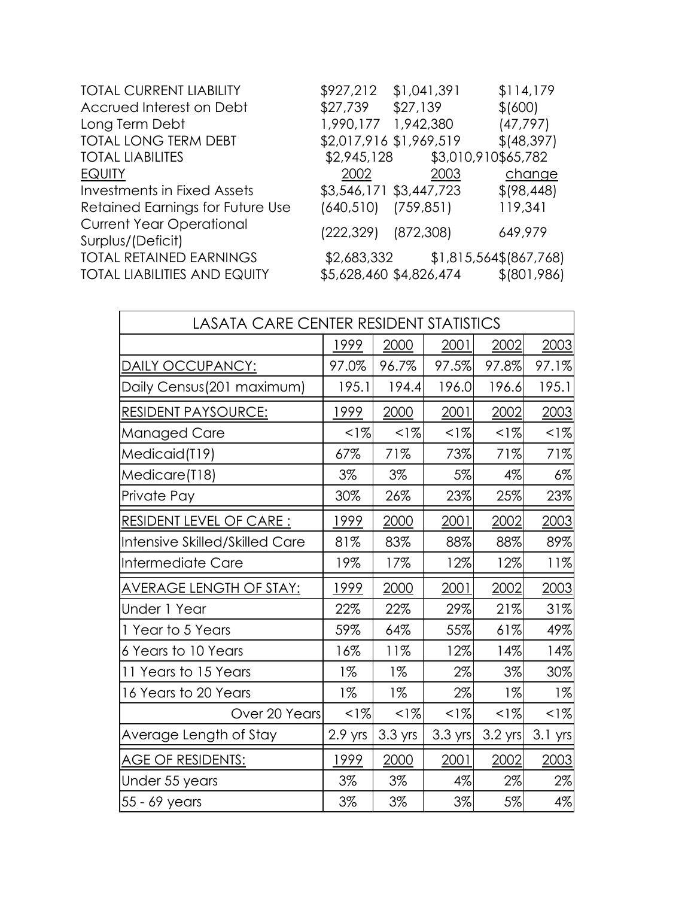| | | | |
|---|---|---|---|
| TOTAL CURRENT LIABILITY | $927,212 | $1,041,391 | $114,179 |
| Accrued Interest on Debt | $27,739 | $27,139 | $(600) |
| Long Term Debt | 1,990,177 | 1,942,380 | (47,797) |
| TOTAL LONG TERM DEBT | $2,017,916 | $1,969,519 | $(48,397) |
| TOTAL LIABILITES | $2,945,128 | $3,010,910 | $65,782 |
| EQUITY | 2002 | 2003 | change |
| Investments in Fixed Assets | $3,546,171 | $3,447,723 | $(98,448) |
| Retained Earnings for Future Use | (640,510) | (759,851) | 119,341 |
| Current Year Operational Surplus/(Deficit) | (222,329) | (872,308) | 649,979 |
| TOTAL RETAINED EARNINGS | $2,683,332 | $1,815,564 | $(867,768) |
| TOTAL LIABILITIES AND EQUITY | $5,628,460 | $4,826,474 | $(801,986) |

| LASATA CARE CENTER RESIDENT STATISTICS | | | | | |
|---|---|---|---|---|---|
| | 1999 | 2000 | 2001 | 2002 | 2003 |
| DAILY OCCUPANCY: | 97.0% | 96.7% | 97.5% | 97.8% | 97.1% |
| Daily Census(201 maximum) | 195.1 | 194.4 | 196.0 | 196.6 | 195.1 |
| RESIDENT PAYSOURCE: | 1999 | 2000 | 2001 | 2002 | 2003 |
| Managed Care | <1% | <1% | <1% | <1% | <1% |
| Medicaid(T19) | 67% | 71% | 73% | 71% | 71% |
| Medicare(T18) | 3% | 3% | 5% | 4% | 6% |
| Private Pay | 30% | 26% | 23% | 25% | 23% |
| RESIDENT LEVEL OF CARE : | 1999 | 2000 | 2001 | 2002 | 2003 |
| Intensive Skilled/Skilled Care | 81% | 83% | 88% | 88% | 89% |
| Intermediate Care | 19% | 17% | 12% | 12% | 11% |
| AVERAGE LENGTH OF STAY: | 1999 | 2000 | 2001 | 2002 | 2003 |
| Under 1 Year | 22% | 22% | 29% | 21% | 31% |
| 1 Year to 5 Years | 59% | 64% | 55% | 61% | 49% |
| 6 Years to 10 Years | 16% | 11% | 12% | 14% | 14% |
| 11 Years to 15 Years | 1% | 1% | 2% | 3% | 30% |
| 16 Years to 20 Years | 1% | 1% | 2% | 1% | 1% |
| Over 20 Years | <1% | <1% | <1% | <1% | <1% |
| Average Length of Stay | 2.9 yrs | 3.3 yrs | 3.3 yrs | 3.2 yrs | 3.1 yrs |
| AGE OF RESIDENTS: | 1999 | 2000 | 2001 | 2002 | 2003 |
| Under 55 years | 3% | 3% | 4% | 2% | 2% |
| 55 - 69 years | 3% | 3% | 3% | 5% | 4% |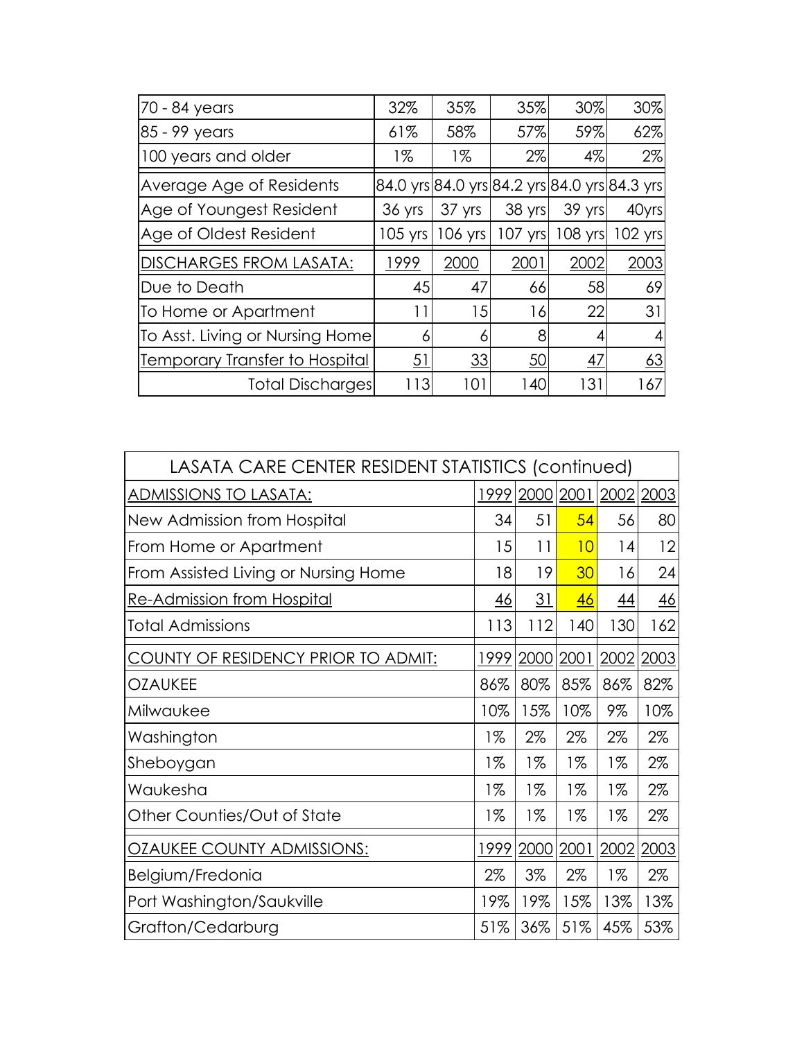| 70 - 84 years | 32% | 35% | 35% | 30% | 30% |
| --- | --- | --- | --- | --- | --- |
| 85 - 99 years | 61% | 58% | 57% | 59% | 62% |
| 100 years and older | 1% | 1% | 2% | 4% | 2% |
| Average Age of Residents | 84.0 yrs | 84.0 yrs | 84.2 yrs | 84.0 yrs | 84.3 yrs |
| Age of Youngest Resident | 36 yrs | 37 yrs | 38 yrs | 39 yrs | 40yrs |
| Age of Oldest Resident | 105 yrs | 106 yrs | 107 yrs | 108 yrs | 102 yrs |
| DISCHARGES FROM LASATA: | 1999 | 2000 | 2001 | 2002 | 2003 |
| Due to Death | 45 | 47 | 66 | 58 | 69 |
| To Home or Apartment | 11 | 15 | 16 | 22 | 31 |
| To Asst. Living or Nursing Home | 6 | 6 | 8 | 4 | 4 |
| Temporary Transfer to Hospital | 51 | 33 | 50 | 47 | 63 |
| Total Discharges | 113 | 101 | 140 | 131 | 167 |

| LASATA CARE CENTER RESIDENT STATISTICS (continued) | | | | | |
| --- | --- | --- | --- | --- | --- |
| ADMISSIONS TO LASATA: | 1999 | 2000 | 2001 | 2002 | 2003 |
| New Admission from Hospital | 34 | 51 | 54 | 56 | 80 |
| From Home or Apartment | 15 | 11 | 10 | 14 | 12 |
| From Assisted Living or Nursing Home | 18 | 19 | 30 | 16 | 24 |
| Re-Admission from Hospital | 46 | 31 | 46 | 44 | 46 |
| Total Admissions | 113 | 112 | 140 | 130 | 162 |
| COUNTY OF RESIDENCY PRIOR TO ADMIT: | 1999 | 2000 | 2001 | 2002 | 2003 |
| OZAUKEE | 86% | 80% | 85% | 86% | 82% |
| Milwaukee | 10% | 15% | 10% | 9% | 10% |
| Washington | 1% | 2% | 2% | 2% | 2% |
| Sheboygan | 1% | 1% | 1% | 1% | 2% |
| Waukesha | 1% | 1% | 1% | 1% | 2% |
| Other Counties/Out of State | 1% | 1% | 1% | 1% | 2% |
| OZAUKEE COUNTY ADMISSIONS: | 1999 | 2000 | 2001 | 2002 | 2003 |
| Belgium/Fredonia | 2% | 3% | 2% | 1% | 2% |
| Port Washington/Saukville | 19% | 19% | 15% | 13% | 13% |
| Grafton/Cedarburg | 51% | 36% | 51% | 45% | 53% |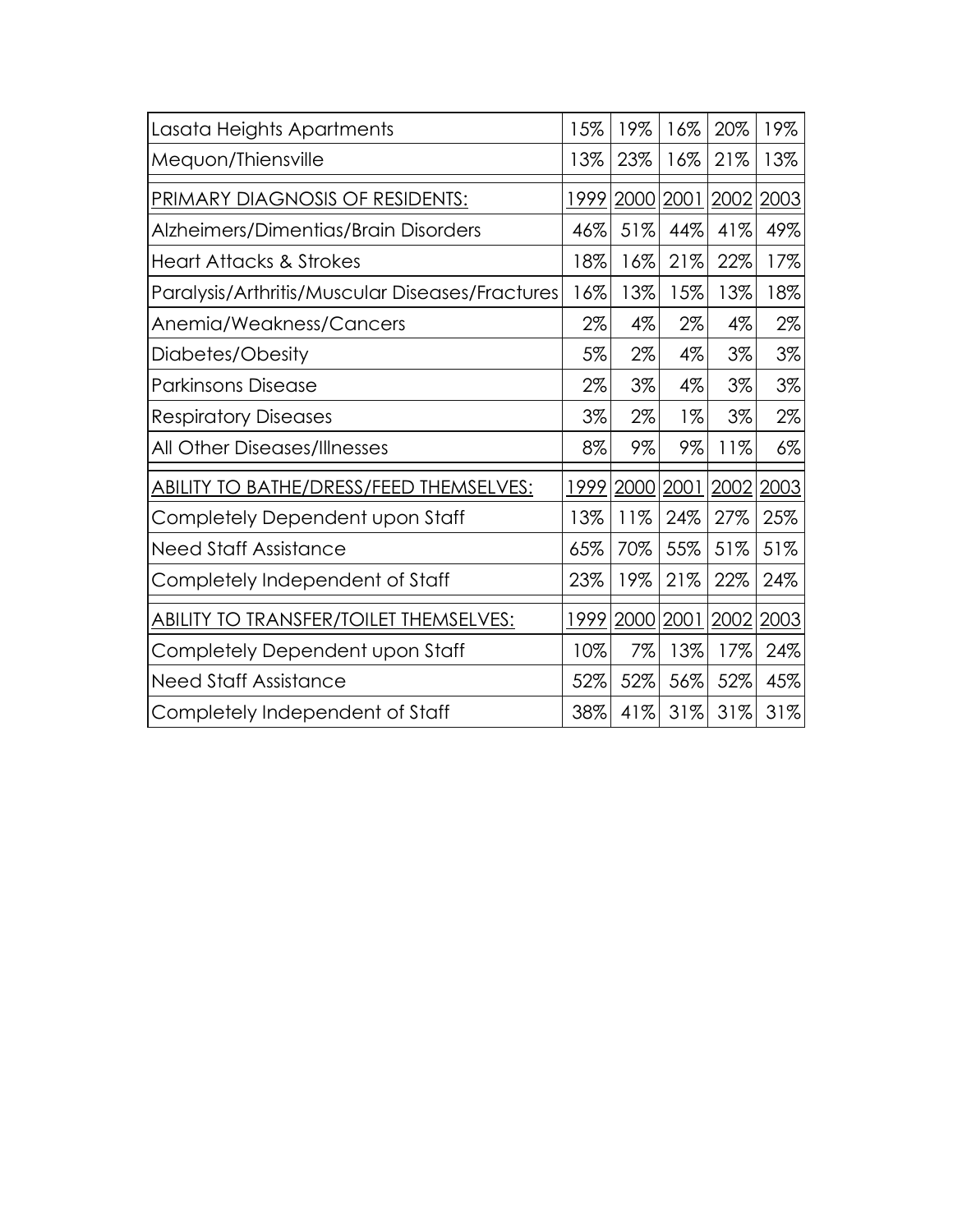| | | | | | |
|---|---|---|---|---|---|
| Lasata Heights Apartments | 15% | 19% | 16% | 20% | 19% |
| Mequon/Thiensville | 13% | 23% | 16% | 21% | 13% |

| PRIMARY DIAGNOSIS OF RESIDENTS: | 1999 | 2000 | 2001 | 2002 | 2003 |
|---|---|---|---|---|---|
| Alzheimers/Dimentias/Brain Disorders | 46% | 51% | 44% | 41% | 49% |
| Heart Attacks & Strokes | 18% | 16% | 21% | 22% | 17% |
| Paralysis/Arthritis/Muscular Diseases/Fractures | 16% | 13% | 15% | 13% | 18% |
| Anemia/Weakness/Cancers | 2% | 4% | 2% | 4% | 2% |
| Diabetes/Obesity | 5% | 2% | 4% | 3% | 3% |
| Parkinsons Disease | 2% | 3% | 4% | 3% | 3% |
| Respiratory Diseases | 3% | 2% | 1% | 3% | 2% |
| All Other Diseases/Illnesses | 8% | 9% | 9% | 11% | 6% |

| ABILITY TO BATHE/DRESS/FEED THEMSELVES: | 1999 | 2000 | 2001 | 2002 | 2003 |
|---|---|---|---|---|---|
| Completely Dependent upon Staff | 13% | 11% | 24% | 27% | 25% |
| Need Staff Assistance | 65% | 70% | 55% | 51% | 51% |
| Completely Independent of Staff | 23% | 19% | 21% | 22% | 24% |

| ABILITY TO TRANSFER/TOILET THEMSELVES: | 1999 | 2000 | 2001 | 2002 | 2003 |
|---|---|---|---|---|---|
| Completely Dependent upon Staff | 10% | 7% | 13% | 17% | 24% |
| Need Staff Assistance | 52% | 52% | 56% | 52% | 45% |
| Completely Independent of Staff | 38% | 41% | 31% | 31% | 31% |